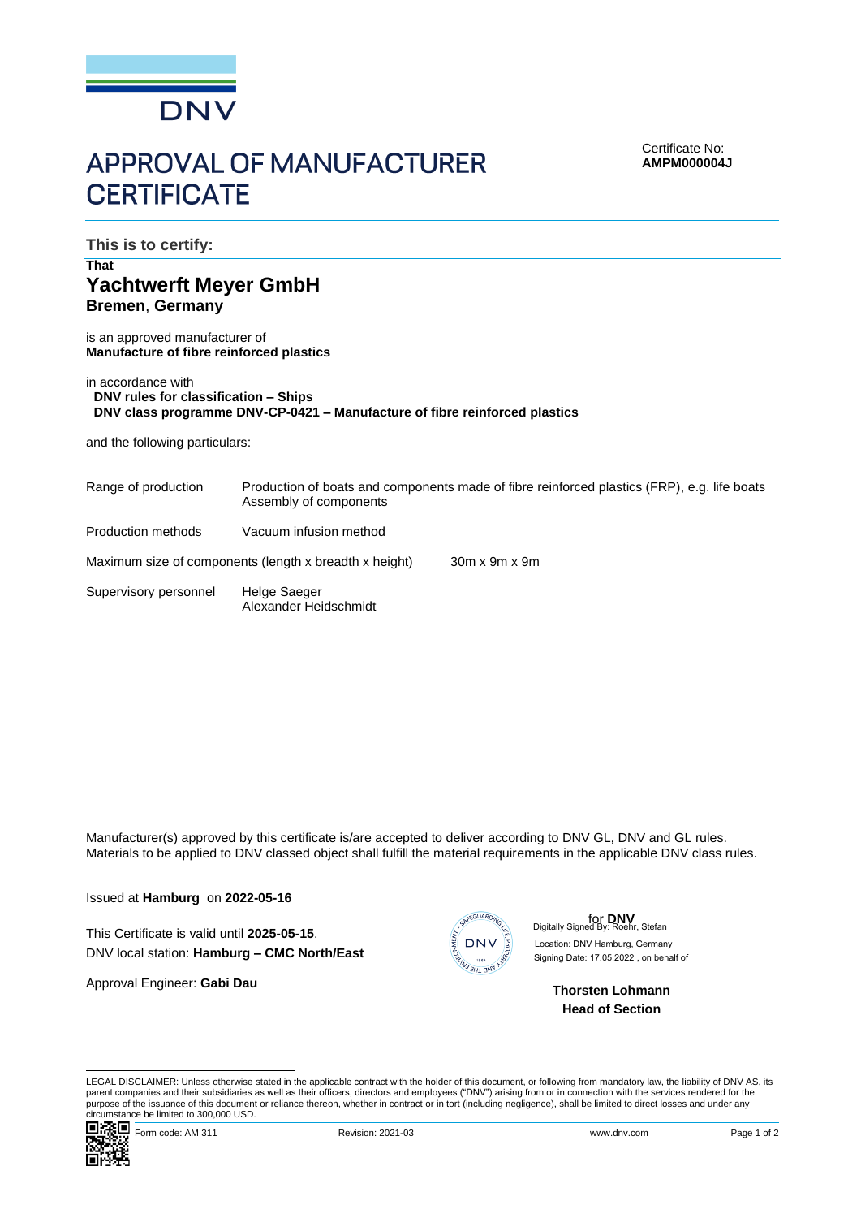DNV

# APPROVAL OF MANUFACTURER CERTIFICATE

Certificate No:
**AMPM000004J**

## This is to certify:

**That**

**Yachtwerft Meyer GmbH**
**Bremen, Germany**

is an approved manufacturer of
**Manufacture of fibre reinforced plastics**

in accordance with
**DNV rules for classification – Ships**
**DNV class programme DNV-CP-0421 – Manufacture of fibre reinforced plastics**

and the following particulars:

| | |
|---|---|
| Range of production | Production of boats and components made of fibre reinforced plastics (FRP), e.g. life boats<br>Assembly of components |
| Production methods | Vacuum infusion method |
| Maximum size of components (length x breadth x height) | 30m x 9m x 9m |
| Supervisory personnel | Helge Saeger<br>Alexander Heidschmidt |

Manufacturer(s) approved by this certificate is/are accepted to deliver according to DNV GL, DNV and GL rules.
Materials to be applied to DNV classed object shall fulfill the material requirements in the applicable DNV class rules.

Issued at **Hamburg** on **2022-05-16**

This Certificate is valid until **2025-05-15**.
DNV local station: **Hamburg – CMC North/East**

Approval Engineer: **Gabi Dau**

for **DNV**
Digitally Signed By: Roehr, Stefan
Location: DNV Hamburg, Germany
Signing Date: 17.05.2022 , on behalf of

**Thorsten Lohmann**
**Head of Section**

LEGAL DISCLAIMER: Unless otherwise stated in the applicable contract with the holder of this document, or following from mandatory law, the liability of DNV AS, its parent companies and their subsidiaries as well as their officers, directors and employees ("DNV") arising from or in connection with the services rendered for the purpose of the issuance of this document or reliance thereon, whether in contract or in tort (including negligence), shall be limited to direct losses and under any circumstance be limited to 300,000 USD.

Form code: AM 311 Revision: 2021-03 www.dnv.com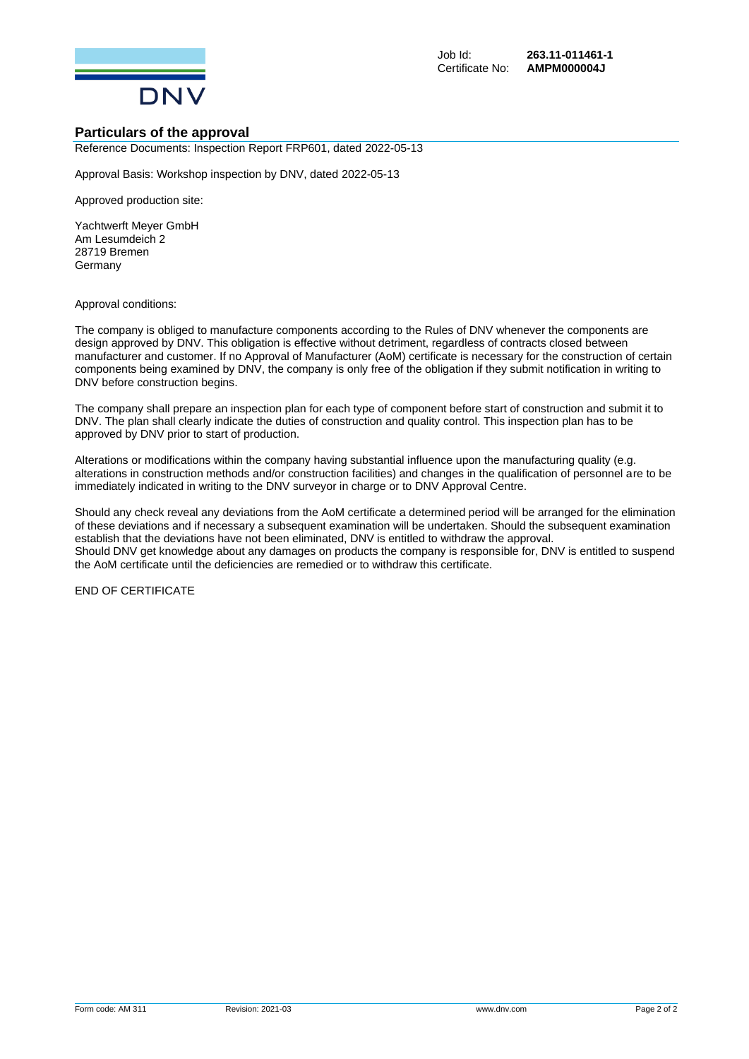Job Id: **263.11-011461-1**
Certificate No: **AMPM000004J**

## Particulars of the approval

Reference Documents: Inspection Report FRP601, dated 2022-05-13

Approval Basis: Workshop inspection by DNV, dated 2022-05-13

Approved production site:

Yachtwerft Meyer GmbH
Am Lesumdeich 2
28719 Bremen
Germany

Approval conditions:

The company is obliged to manufacture components according to the Rules of DNV whenever the components are design approved by DNV. This obligation is effective without detriment, regardless of contracts closed between manufacturer and customer. If no Approval of Manufacturer (AoM) certificate is necessary for the construction of certain components being examined by DNV, the company is only free of the obligation if they submit notification in writing to DNV before construction begins.

The company shall prepare an inspection plan for each type of component before start of construction and submit it to DNV. The plan shall clearly indicate the duties of construction and quality control. This inspection plan has to be approved by DNV prior to start of production.

Alterations or modifications within the company having substantial influence upon the manufacturing quality (e.g. alterations in construction methods and/or construction facilities) and changes in the qualification of personnel are to be immediately indicated in writing to the DNV surveyor in charge or to DNV Approval Centre.

Should any check reveal any deviations from the AoM certificate a determined period will be arranged for the elimination of these deviations and if necessary a subsequent examination will be undertaken. Should the subsequent examination establish that the deviations have not been eliminated, DNV is entitled to withdraw the approval.
Should DNV get knowledge about any damages on products the company is responsible for, DNV is entitled to suspend the AoM certificate until the deficiencies are remedied or to withdraw this certificate.

END OF CERTIFICATE

Form code: AM 311 Revision: 2021-03 www.dnv.com